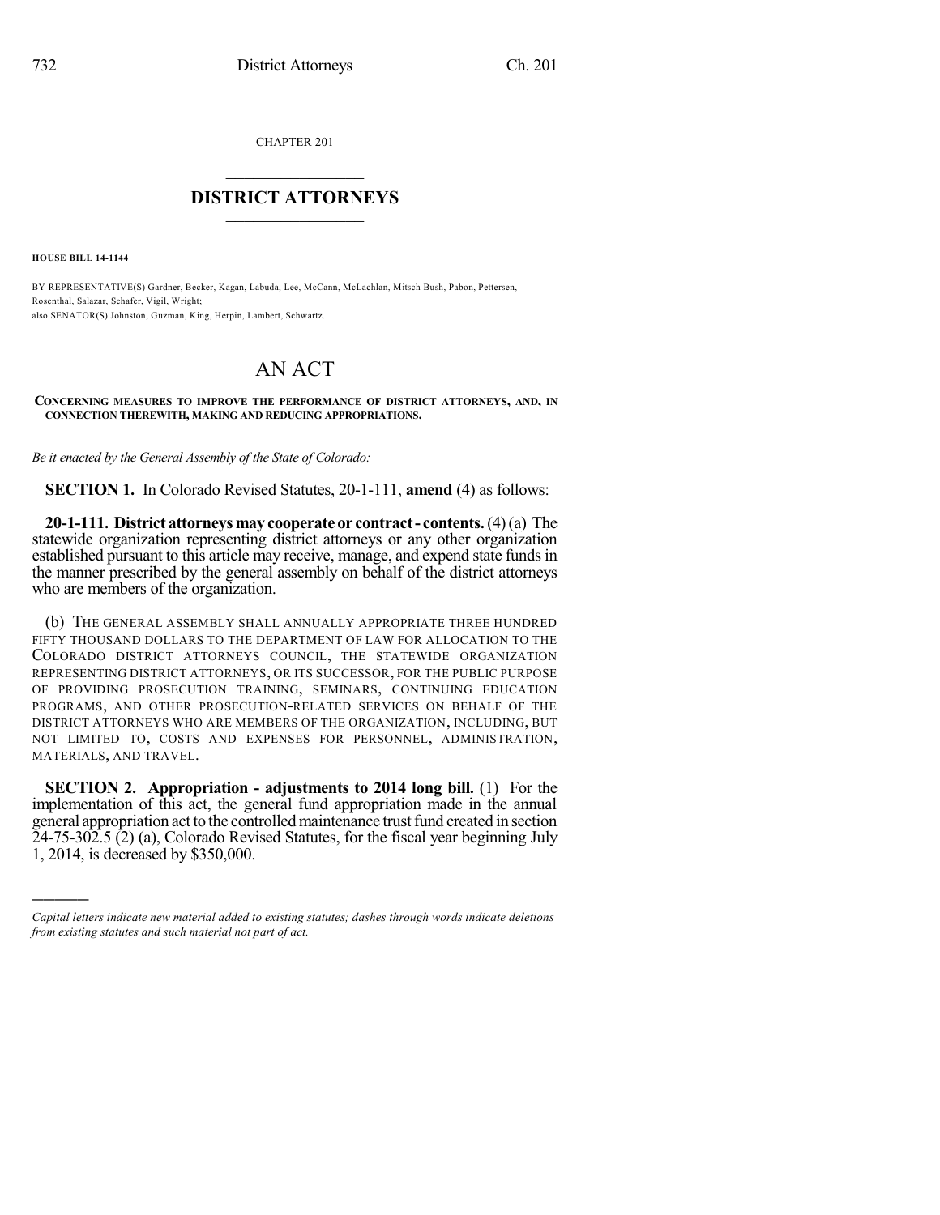CHAPTER 201

# DISTRICT ATTORNEYS

**HOUSE BILL 14-1144**

BY REPRESENTATIVE(S) Gardner, Becker, Kagan, Labuda, Lee, McCann, McLachlan, Mitsch Bush, Pabon, Pettersen, Rosenthal, Salazar, Schafer, Vigil, Wright;
also SENATOR(S) Johnston, Guzman, King, Herpin, Lambert, Schwartz.

# AN ACT

**CONCERNING MEASURES TO IMPROVE THE PERFORMANCE OF DISTRICT ATTORNEYS, AND, IN CONNECTION THEREWITH, MAKING AND REDUCING APPROPRIATIONS.**

*Be it enacted by the General Assembly of the State of Colorado:*

**SECTION 1.** In Colorado Revised Statutes, 20-1-111, **amend** (4) as follows:

**20-1-111. District attorneys may cooperate or contract - contents.** (4) (a) The statewide organization representing district attorneys or any other organization established pursuant to this article may receive, manage, and expend state funds in the manner prescribed by the general assembly on behalf of the district attorneys who are members of the organization.

(b) THE GENERAL ASSEMBLY SHALL ANNUALLY APPROPRIATE THREE HUNDRED FIFTY THOUSAND DOLLARS TO THE DEPARTMENT OF LAW FOR ALLOCATION TO THE COLORADO DISTRICT ATTORNEYS COUNCIL, THE STATEWIDE ORGANIZATION REPRESENTING DISTRICT ATTORNEYS, OR ITS SUCCESSOR, FOR THE PUBLIC PURPOSE OF PROVIDING PROSECUTION TRAINING, SEMINARS, CONTINUING EDUCATION PROGRAMS, AND OTHER PROSECUTION-RELATED SERVICES ON BEHALF OF THE DISTRICT ATTORNEYS WHO ARE MEMBERS OF THE ORGANIZATION, INCLUDING, BUT NOT LIMITED TO, COSTS AND EXPENSES FOR PERSONNEL, ADMINISTRATION, MATERIALS, AND TRAVEL.

**SECTION 2. Appropriation - adjustments to 2014 long bill.** (1) For the implementation of this act, the general fund appropriation made in the annual general appropriation act to the controlled maintenance trust fund created in section 24-75-302.5 (2) (a), Colorado Revised Statutes, for the fiscal year beginning July 1, 2014, is decreased by $350,000.

---

*Capital letters indicate new material added to existing statutes; dashes through words indicate deletions from existing statutes and such material not part of act.*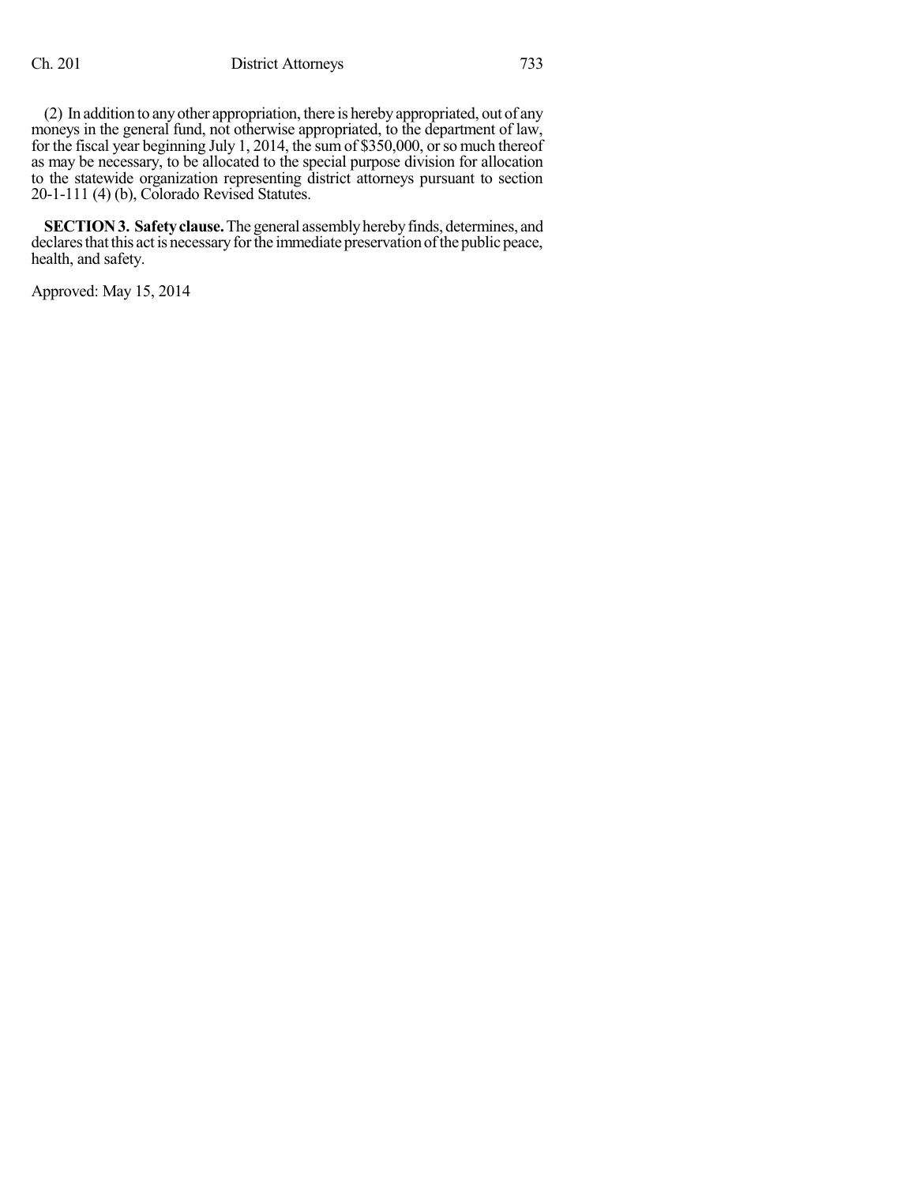(2) In addition to any other appropriation, there is hereby appropriated, out of any moneys in the general fund, not otherwise appropriated, to the department of law, for the fiscal year beginning July 1, 2014, the sum of $350,000, or so much thereof as may be necessary, to be allocated to the special purpose division for allocation to the statewide organization representing district attorneys pursuant to section 20-1-111 (4) (b), Colorado Revised Statutes.

**SECTION 3. Safety clause.** The general assembly hereby finds, determines, and declares that this act is necessary for the immediate preservation of the public peace, health, and safety.

Approved: May 15, 2014